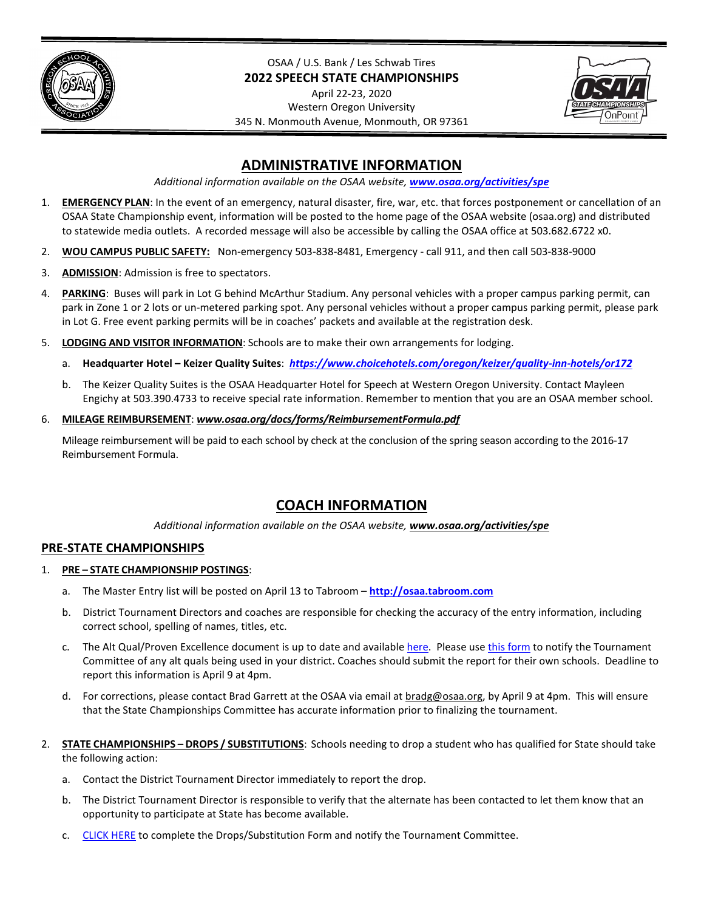OSAA / U.S. Bank / Les Schwab Tires

**2022 SPEECH STATE CHAMPIONSHIPS**

April 22-23, 2020

Western Oregon University

345 N. Monmouth Avenue, Monmouth, OR 97361

# ADMINISTRATIVE INFORMATION

*Additional information available on the OSAA website, **www.osaa.org/activities/spe***

1. **EMERGENCY PLAN**: In the event of an emergency, natural disaster, fire, war, etc. that forces postponement or cancellation of an OSAA State Championship event, information will be posted to the home page of the OSAA website (osaa.org) and distributed to statewide media outlets. A recorded message will also be accessible by calling the OSAA office at 503.682.6722 x0.
2. **WOU CAMPUS PUBLIC SAFETY:** Non-emergency 503-838-8481, Emergency - call 911, and then call 503-838-9000
3. **ADMISSION**: Admission is free to spectators.
4. **PARKING**: Buses will park in Lot G behind McArthur Stadium. Any personal vehicles with a proper campus parking permit, can park in Zone 1 or 2 lots or un-metered parking spot. Any personal vehicles without a proper campus parking permit, please park in Lot G. Free event parking permits will be in coaches' packets and available at the registration desk.
5. **LODGING AND VISITOR INFORMATION**: Schools are to make their own arrangements for lodging.
   a. **Headquarter Hotel – Keizer Quality Suites**: ***https://www.choicehotels.com/oregon/keizer/quality-inn-hotels/or172***
   b. The Keizer Quality Suites is the OSAA Headquarter Hotel for Speech at Western Oregon University. Contact Mayleen Engichy at 503.390.4733 to receive special rate information. Remember to mention that you are an OSAA member school.
6. **MILEAGE REIMBURSEMENT**: ***www.osaa.org/docs/forms/ReimbursementFormula.pdf***

   Mileage reimbursement will be paid to each school by check at the conclusion of the spring season according to the 2016-17 Reimbursement Formula.

# COACH INFORMATION

*Additional information available on the OSAA website, **www.osaa.org/activities/spe***

## PRE-STATE CHAMPIONSHIPS

1. **PRE – STATE CHAMPIONSHIP POSTINGS**:
   a. The Master Entry list will be posted on April 13 to Tabroom **– http://osaa.tabroom.com**
   b. District Tournament Directors and coaches are responsible for checking the accuracy of the entry information, including correct school, spelling of names, titles, etc.
   c. The Alt Qual/Proven Excellence document is up to date and available here. Please use this form to notify the Tournament Committee of any alt quals being used in your district. Coaches should submit the report for their own schools. Deadline to report this information is April 9 at 4pm.
   d. For corrections, please contact Brad Garrett at the OSAA via email at bradg@osaa.org, by April 9 at 4pm. This will ensure that the State Championships Committee has accurate information prior to finalizing the tournament.
2. **STATE CHAMPIONSHIPS – DROPS / SUBSTITUTIONS**: Schools needing to drop a student who has qualified for State should take the following action:
   a. Contact the District Tournament Director immediately to report the drop.
   b. The District Tournament Director is responsible to verify that the alternate has been contacted to let them know that an opportunity to participate at State has become available.
   c. CLICK HERE to complete the Drops/Substitution Form and notify the Tournament Committee.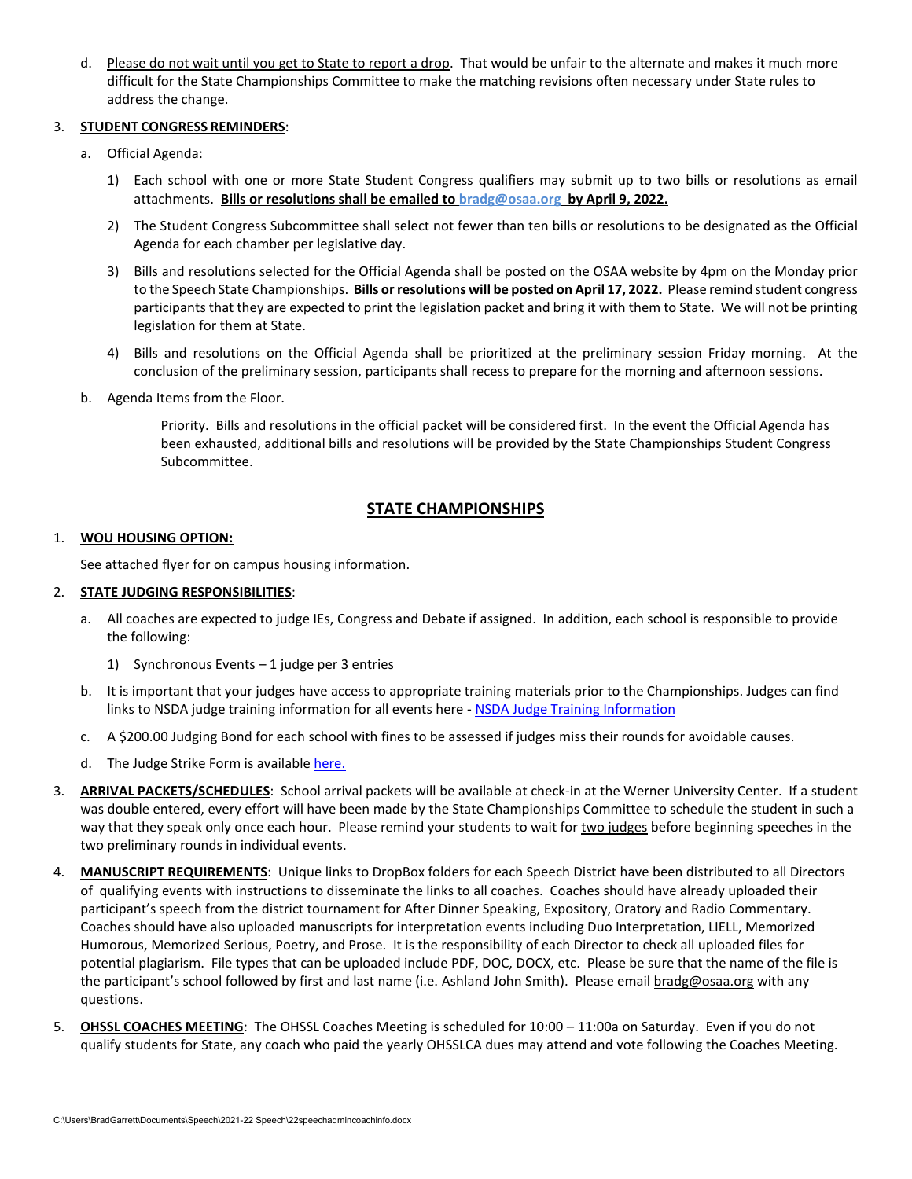d. Please do not wait until you get to State to report a drop. That would be unfair to the alternate and makes it much more difficult for the State Championships Committee to make the matching revisions often necessary under State rules to address the change.

3. **STUDENT CONGRESS REMINDERS**:

   a. Official Agenda:

      1) Each school with one or more State Student Congress qualifiers may submit up to two bills or resolutions as email attachments. **Bills or resolutions shall be emailed to bradg@osaa.org by April 9, 2022.**

      2) The Student Congress Subcommittee shall select not fewer than ten bills or resolutions to be designated as the Official Agenda for each chamber per legislative day.

      3) Bills and resolutions selected for the Official Agenda shall be posted on the OSAA website by 4pm on the Monday prior to the Speech State Championships. **Bills or resolutions will be posted on April 17, 2022.** Please remind student congress participants that they are expected to print the legislation packet and bring it with them to State. We will not be printing legislation for them at State.

      4) Bills and resolutions on the Official Agenda shall be prioritized at the preliminary session Friday morning. At the conclusion of the preliminary session, participants shall recess to prepare for the morning and afternoon sessions.

   b. Agenda Items from the Floor.

      Priority. Bills and resolutions in the official packet will be considered first. In the event the Official Agenda has been exhausted, additional bills and resolutions will be provided by the State Championships Student Congress Subcommittee.

## STATE CHAMPIONSHIPS

1. **WOU HOUSING OPTION:**

   See attached flyer for on campus housing information.

2. **STATE JUDGING RESPONSIBILITIES**:

   a. All coaches are expected to judge IEs, Congress and Debate if assigned. In addition, each school is responsible to provide the following:

      1) Synchronous Events – 1 judge per 3 entries

   b. It is important that your judges have access to appropriate training materials prior to the Championships. Judges can find links to NSDA judge training information for all events here - NSDA Judge Training Information

   c. A $200.00 Judging Bond for each school with fines to be assessed if judges miss their rounds for avoidable causes.

   d. The Judge Strike Form is available here.

3. **ARRIVAL PACKETS/SCHEDULES**: School arrival packets will be available at check-in at the Werner University Center. If a student was double entered, every effort will have been made by the State Championships Committee to schedule the student in such a way that they speak only once each hour. Please remind your students to wait for two judges before beginning speeches in the two preliminary rounds in individual events.

4. **MANUSCRIPT REQUIREMENTS**: Unique links to DropBox folders for each Speech District have been distributed to all Directors of qualifying events with instructions to disseminate the links to all coaches. Coaches should have already uploaded their participant's speech from the district tournament for After Dinner Speaking, Expository, Oratory and Radio Commentary. Coaches should have also uploaded manuscripts for interpretation events including Duo Interpretation, LIELL, Memorized Humorous, Memorized Serious, Poetry, and Prose. It is the responsibility of each Director to check all uploaded files for potential plagiarism. File types that can be uploaded include PDF, DOC, DOCX, etc. Please be sure that the name of the file is the participant's school followed by first and last name (i.e. Ashland John Smith). Please email bradg@osaa.org with any questions.

5. **OHSSL COACHES MEETING**: The OHSSL Coaches Meeting is scheduled for 10:00 – 11:00a on Saturday. Even if you do not qualify students for State, any coach who paid the yearly OHSSLCA dues may attend and vote following the Coaches Meeting.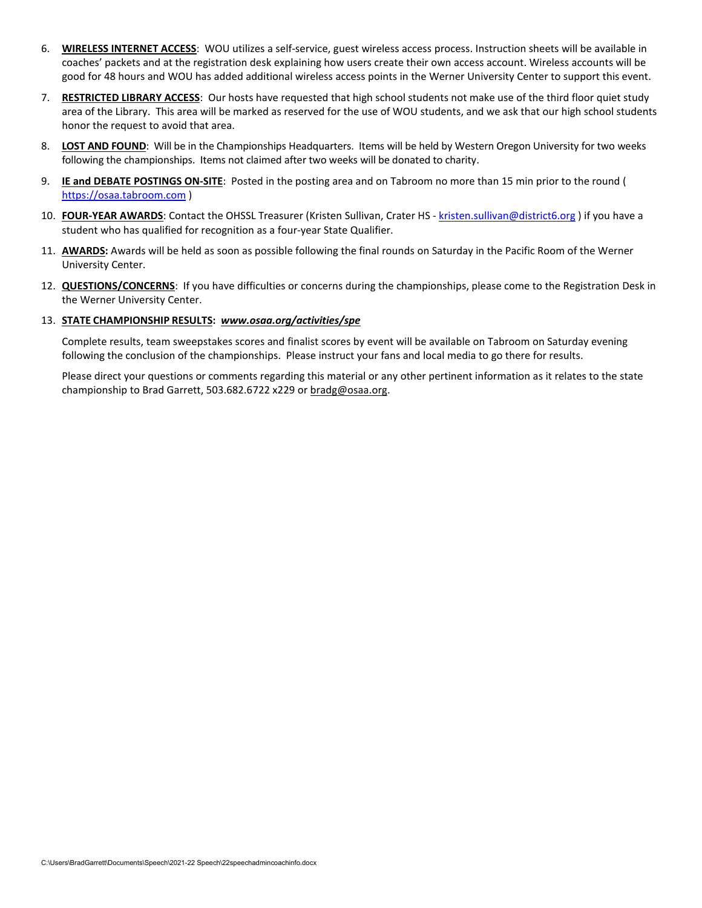6. **WIRELESS INTERNET ACCESS**: WOU utilizes a self-service, guest wireless access process. Instruction sheets will be available in coaches' packets and at the registration desk explaining how users create their own access account. Wireless accounts will be good for 48 hours and WOU has added additional wireless access points in the Werner University Center to support this event.

7. **RESTRICTED LIBRARY ACCESS**: Our hosts have requested that high school students not make use of the third floor quiet study area of the Library. This area will be marked as reserved for the use of WOU students, and we ask that our high school students honor the request to avoid that area.

8. **LOST AND FOUND**: Will be in the Championships Headquarters. Items will be held by Western Oregon University for two weeks following the championships. Items not claimed after two weeks will be donated to charity.

9. **IE and DEBATE POSTINGS ON-SITE**: Posted in the posting area and on Tabroom no more than 15 min prior to the round ( https://osaa.tabroom.com )

10. **FOUR-YEAR AWARDS**: Contact the OHSSL Treasurer (Kristen Sullivan, Crater HS - kristen.sullivan@district6.org ) if you have a student who has qualified for recognition as a four-year State Qualifier.

11. **AWARDS:** Awards will be held as soon as possible following the final rounds on Saturday in the Pacific Room of the Werner University Center.

12. **QUESTIONS/CONCERNS**: If you have difficulties or concerns during the championships, please come to the Registration Desk in the Werner University Center.

13. **STATE CHAMPIONSHIP RESULTS:** ***www.osaa.org/activities/spe***

    Complete results, team sweepstakes scores and finalist scores by event will be available on Tabroom on Saturday evening following the conclusion of the championships. Please instruct your fans and local media to go there for results.

    Please direct your questions or comments regarding this material or any other pertinent information as it relates to the state championship to Brad Garrett, 503.682.6722 x229 or bradg@osaa.org.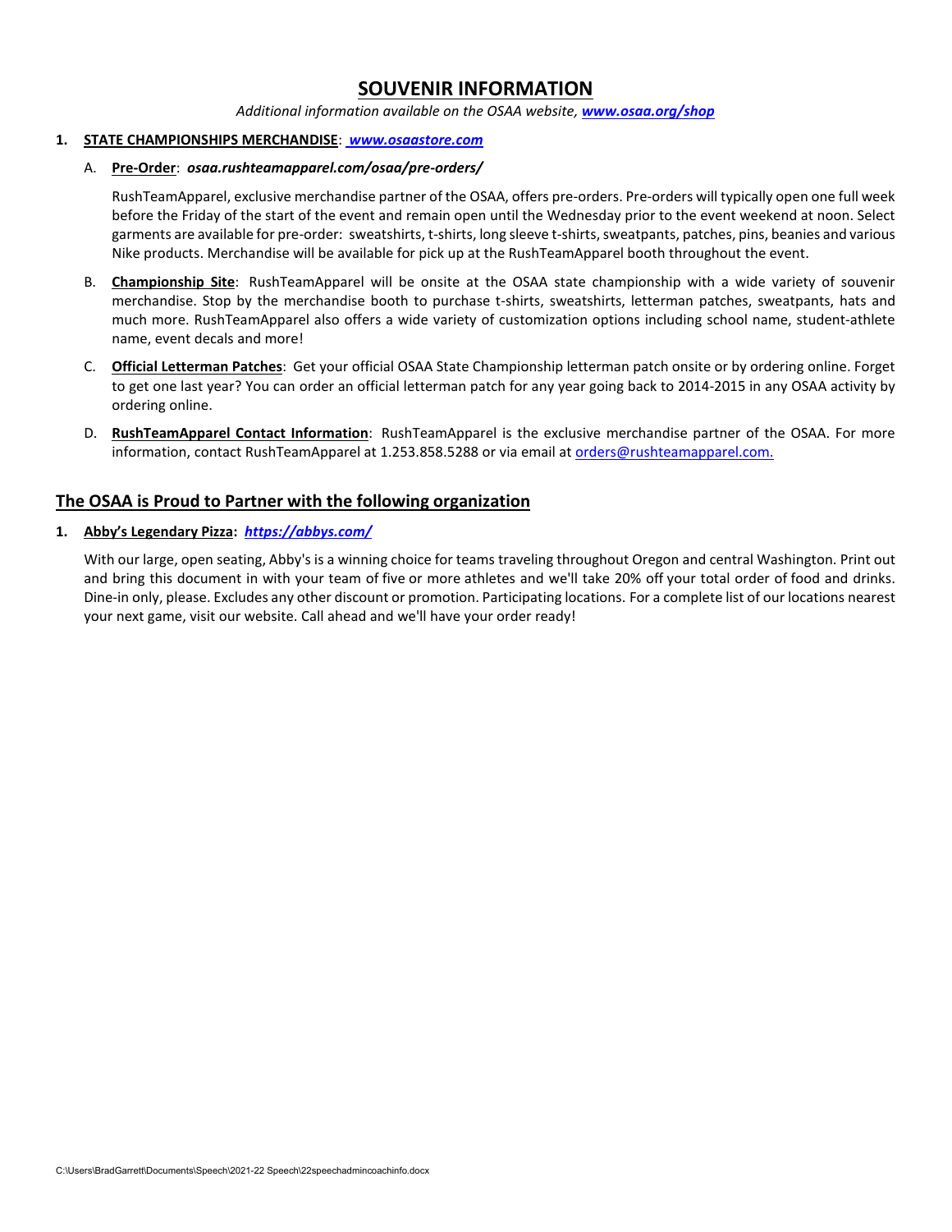# SOUVENIR INFORMATION

*Additional information available on the OSAA website, **www.osaa.org/shop***

1. **STATE CHAMPIONSHIPS MERCHANDISE**: ***www.osaastore.com***

   A. **Pre-Order**: ***osaa.rushteamapparel.com/osaa/pre-orders/***

   RushTeamApparel, exclusive merchandise partner of the OSAA, offers pre-orders. Pre-orders will typically open one full week before the Friday of the start of the event and remain open until the Wednesday prior to the event weekend at noon. Select garments are available for pre-order: sweatshirts, t-shirts, long sleeve t-shirts, sweatpants, patches, pins, beanies and various Nike products. Merchandise will be available for pick up at the RushTeamApparel booth throughout the event.

   B. **Championship Site**: RushTeamApparel will be onsite at the OSAA state championship with a wide variety of souvenir merchandise. Stop by the merchandise booth to purchase t-shirts, sweatshirts, letterman patches, sweatpants, hats and much more. RushTeamApparel also offers a wide variety of customization options including school name, student-athlete name, event decals and more!

   C. **Official Letterman Patches**: Get your official OSAA State Championship letterman patch onsite or by ordering online. Forget to get one last year? You can order an official letterman patch for any year going back to 2014-2015 in any OSAA activity by ordering online.

   D. **RushTeamApparel Contact Information**: RushTeamApparel is the exclusive merchandise partner of the OSAA. For more information, contact RushTeamApparel at 1.253.858.5288 or via email at orders@rushteamapparel.com.

## The OSAA is Proud to Partner with the following organization

1. **Abby's Legendary Pizza: *https://abbys.com/***

   With our large, open seating, Abby's is a winning choice for teams traveling throughout Oregon and central Washington. Print out and bring this document in with your team of five or more athletes and we'll take 20% off your total order of food and drinks. Dine-in only, please. Excludes any other discount or promotion. Participating locations. For a complete list of our locations nearest your next game, visit our website. Call ahead and we'll have your order ready!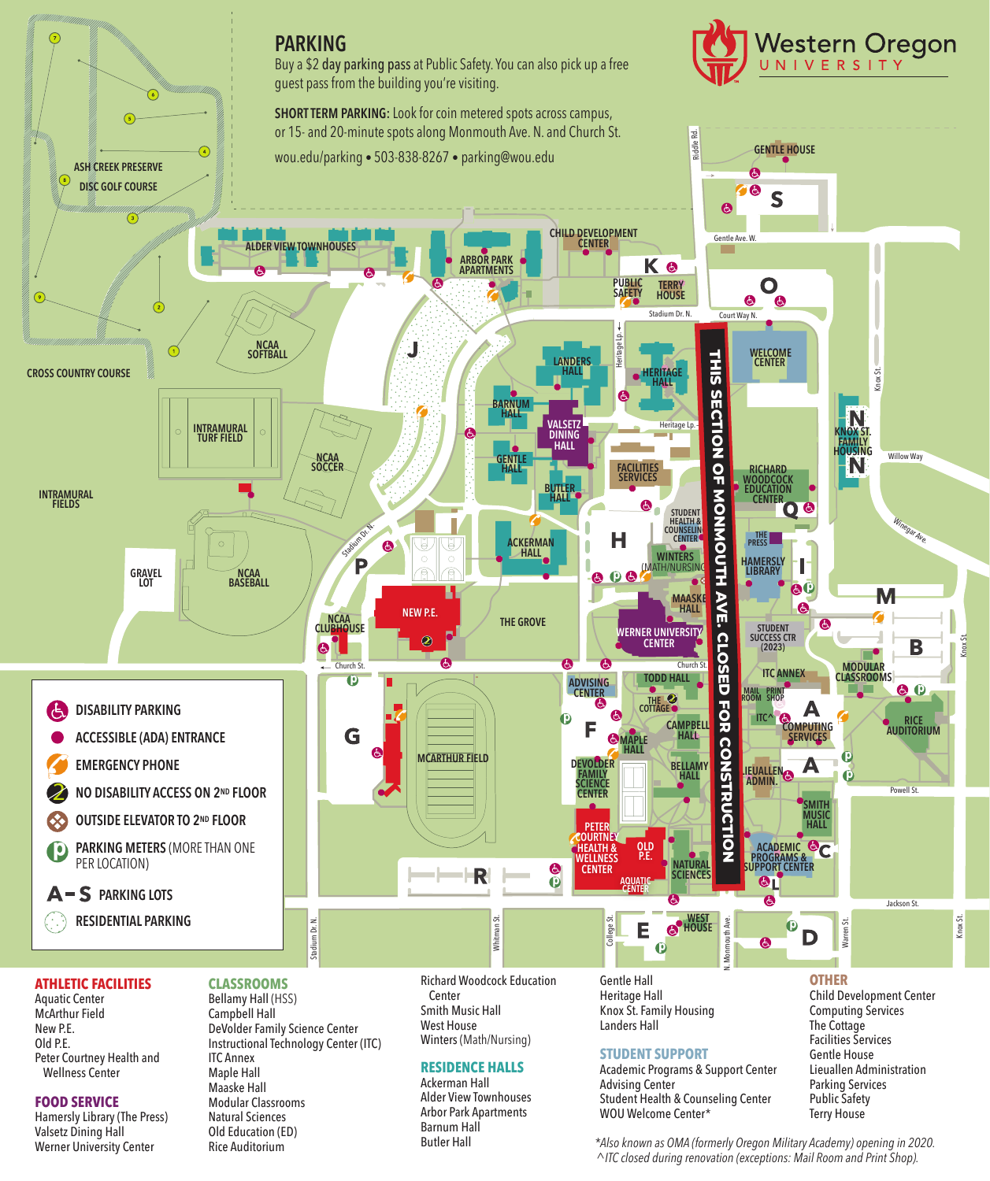# Western Oregon UNIVERSITY

## PARKING

Buy a $2 **day parking pass** at Public Safety. You can also pick up a free guest pass from the building you're visiting.

**SHORT TERM PARKING:** Look for coin metered spots across campus, or 15- and 20-minute spots along Monmouth Ave. N. and Church St.

wou.edu/parking • 503-838-8267 • parking@wou.edu

**THIS SECTION OF MONMOUTH AVE. CLOSED FOR CONSTRUCTION**

- DISABILITY PARKING
- ACCESSIBLE (ADA) ENTRANCE
- EMERGENCY PHONE
- NO DISABILITY ACCESS ON 2ND FLOOR
- OUTSIDE ELEVATOR TO 2ND FLOOR
- PARKING METERS (MORE THAN ONE PER LOCATION)
- A – S PARKING LOTS
- RESIDENTIAL PARKING

### ATHLETIC FACILITIES
Aquatic Center
McArthur Field
New P.E.
Old P.E.
Peter Courtney Health and Wellness Center

### FOOD SERVICE
Hamersly Library (The Press)
Valsetz Dining Hall
Werner University Center

### CLASSROOMS
Bellamy Hall (HSS)
Campbell Hall
DeVolder Family Science Center
Instructional Technology Center (ITC)
ITC Annex
Maple Hall
Maaske Hall
Modular Classrooms
Natural Sciences
Old Education (ED)
Rice Auditorium
Richard Woodcock Education Center
Smith Music Hall
West House
Winters (Math/Nursing)

### RESIDENCE HALLS
Ackerman Hall
Alder View Townhouses
Arbor Park Apartments
Barnum Hall
Butler Hall
Gentle Hall
Heritage Hall
Knox St. Family Housing
Landers Hall

### STUDENT SUPPORT
Academic Programs & Support Center
Advising Center
Student Health & Counseling Center
WOU Welcome Center*

### OTHER
Child Development Center
Computing Services
The Cottage
Facilities Services
Gentle House
Lieuallen Administration
Parking Services
Public Safety
Terry House

*Also known as OMA (formerly Oregon Military Academy) opening in 2020.
^ITC closed during renovation (exceptions: Mail Room and Print Shop).